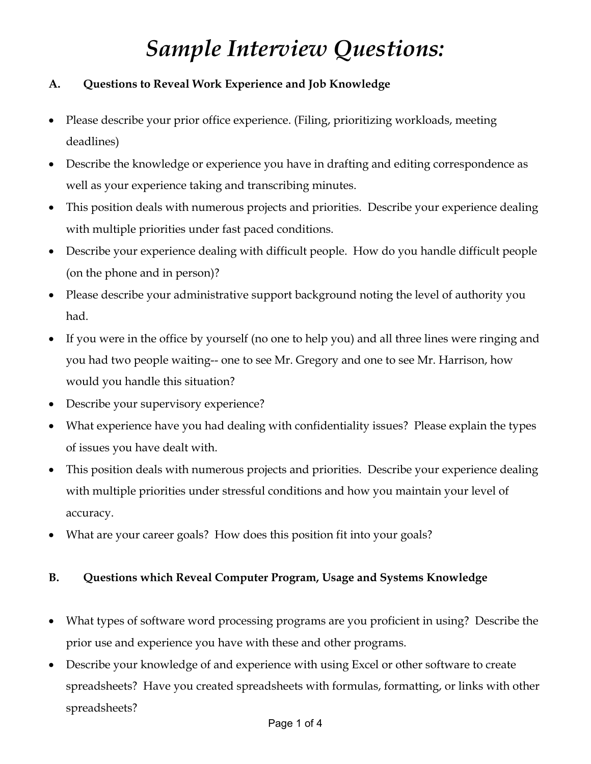# *Sample Interview Questions:*

## A. Questions to Reveal Work Experience and Job Knowledge

- Please describe your prior office experience. (Filing, prioritizing workloads, meeting deadlines)
- Describe the knowledge or experience you have in drafting and editing correspondence as well as your experience taking and transcribing minutes.
- This position deals with numerous projects and priorities. Describe your experience dealing with multiple priorities under fast paced conditions.
- Describe your experience dealing with difficult people. How do you handle difficult people (on the phone and in person)?
- Please describe your administrative support background noting the level of authority you had.
- If you were in the office by yourself (no one to help you) and all three lines were ringing and you had two people waiting-- one to see Mr. Gregory and one to see Mr. Harrison, how would you handle this situation?
- Describe your supervisory experience?
- What experience have you had dealing with confidentiality issues? Please explain the types of issues you have dealt with.
- This position deals with numerous projects and priorities. Describe your experience dealing with multiple priorities under stressful conditions and how you maintain your level of accuracy.
- What are your career goals? How does this position fit into your goals?

## B. Questions which Reveal Computer Program, Usage and Systems Knowledge

- What types of software word processing programs are you proficient in using? Describe the prior use and experience you have with these and other programs.
- Describe your knowledge of and experience with using Excel or other software to create spreadsheets? Have you created spreadsheets with formulas, formatting, or links with other spreadsheets?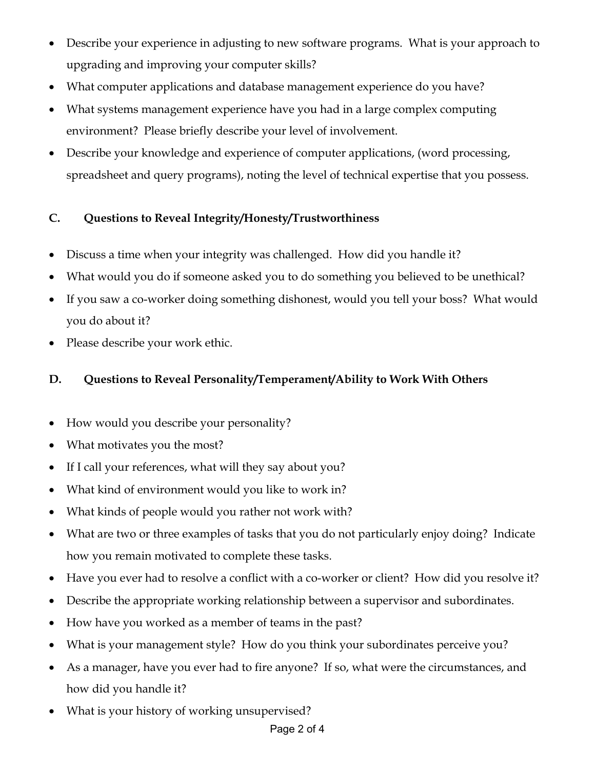- Describe your experience in adjusting to new software programs. What is your approach to upgrading and improving your computer skills?
- What computer applications and database management experience do you have?
- What systems management experience have you had in a large complex computing environment? Please briefly describe your level of involvement.
- Describe your knowledge and experience of computer applications, (word processing, spreadsheet and query programs), noting the level of technical expertise that you possess.

### C. Questions to Reveal Integrity/Honesty/Trustworthiness

- Discuss a time when your integrity was challenged. How did you handle it?
- What would you do if someone asked you to do something you believed to be unethical?
- If you saw a co-worker doing something dishonest, would you tell your boss? What would you do about it?
- Please describe your work ethic.

### D. Questions to Reveal Personality/Temperament/Ability to Work With Others

- How would you describe your personality?
- What motivates you the most?
- If I call your references, what will they say about you?
- What kind of environment would you like to work in?
- What kinds of people would you rather not work with?
- What are two or three examples of tasks that you do not particularly enjoy doing? Indicate how you remain motivated to complete these tasks.
- Have you ever had to resolve a conflict with a co-worker or client? How did you resolve it?
- Describe the appropriate working relationship between a supervisor and subordinates.
- How have you worked as a member of teams in the past?
- What is your management style? How do you think your subordinates perceive you?
- As a manager, have you ever had to fire anyone? If so, what were the circumstances, and how did you handle it?
- What is your history of working unsupervised?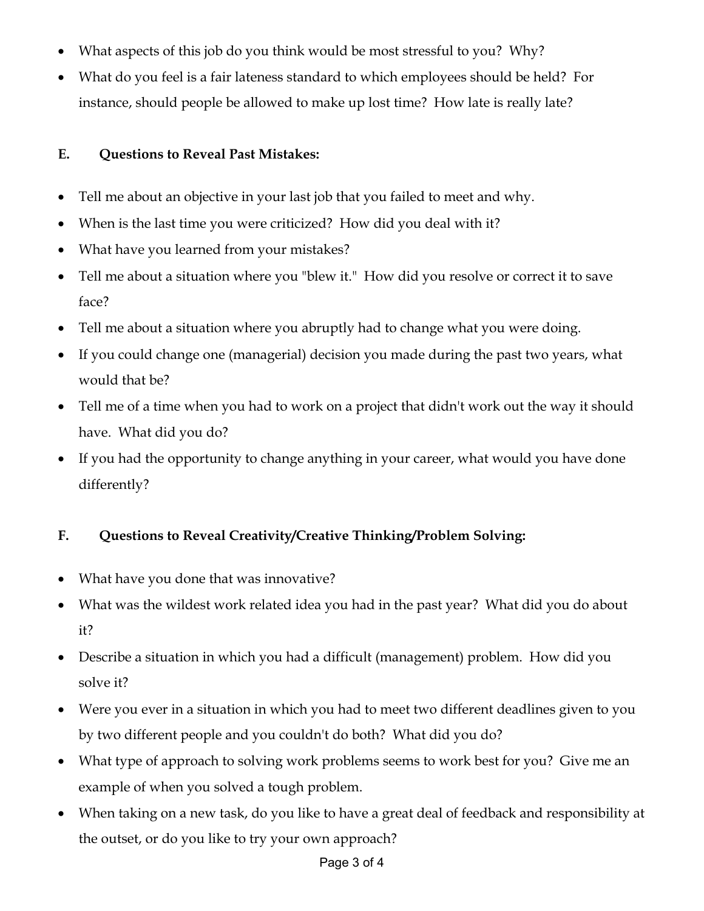- What aspects of this job do you think would be most stressful to you? Why?
- What do you feel is a fair lateness standard to which employees should be held? For instance, should people be allowed to make up lost time? How late is really late?

### E. Questions to Reveal Past Mistakes:

- Tell me about an objective in your last job that you failed to meet and why.
- When is the last time you were criticized? How did you deal with it?
- What have you learned from your mistakes?
- Tell me about a situation where you "blew it." How did you resolve or correct it to save face?
- Tell me about a situation where you abruptly had to change what you were doing.
- If you could change one (managerial) decision you made during the past two years, what would that be?
- Tell me of a time when you had to work on a project that didn't work out the way it should have. What did you do?
- If you had the opportunity to change anything in your career, what would you have done differently?

### F. Questions to Reveal Creativity/Creative Thinking/Problem Solving:

- What have you done that was innovative?
- What was the wildest work related idea you had in the past year? What did you do about it?
- Describe a situation in which you had a difficult (management) problem. How did you solve it?
- Were you ever in a situation in which you had to meet two different deadlines given to you by two different people and you couldn't do both? What did you do?
- What type of approach to solving work problems seems to work best for you? Give me an example of when you solved a tough problem.
- When taking on a new task, do you like to have a great deal of feedback and responsibility at the outset, or do you like to try your own approach?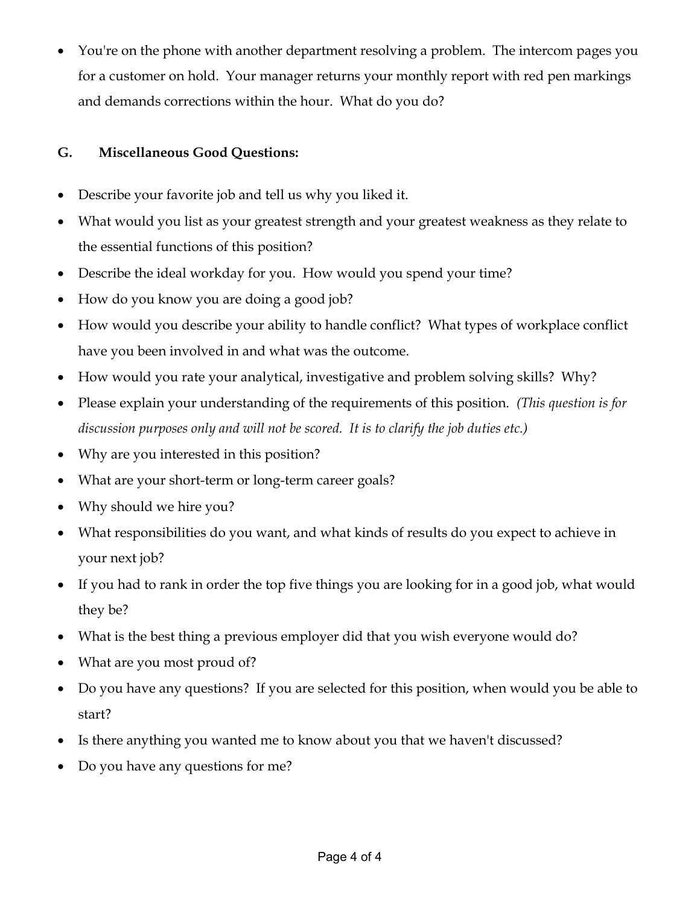- You're on the phone with another department resolving a problem. The intercom pages you for a customer on hold. Your manager returns your monthly report with red pen markings and demands corrections within the hour. What do you do?

## G. Miscellaneous Good Questions:

- Describe your favorite job and tell us why you liked it.
- What would you list as your greatest strength and your greatest weakness as they relate to the essential functions of this position?
- Describe the ideal workday for you. How would you spend your time?
- How do you know you are doing a good job?
- How would you describe your ability to handle conflict? What types of workplace conflict have you been involved in and what was the outcome.
- How would you rate your analytical, investigative and problem solving skills? Why?
- Please explain your understanding of the requirements of this position. *(This question is for discussion purposes only and will not be scored. It is to clarify the job duties etc.)*
- Why are you interested in this position?
- What are your short-term or long-term career goals?
- Why should we hire you?
- What responsibilities do you want, and what kinds of results do you expect to achieve in your next job?
- If you had to rank in order the top five things you are looking for in a good job, what would they be?
- What is the best thing a previous employer did that you wish everyone would do?
- What are you most proud of?
- Do you have any questions? If you are selected for this position, when would you be able to start?
- Is there anything you wanted me to know about you that we haven't discussed?
- Do you have any questions for me?